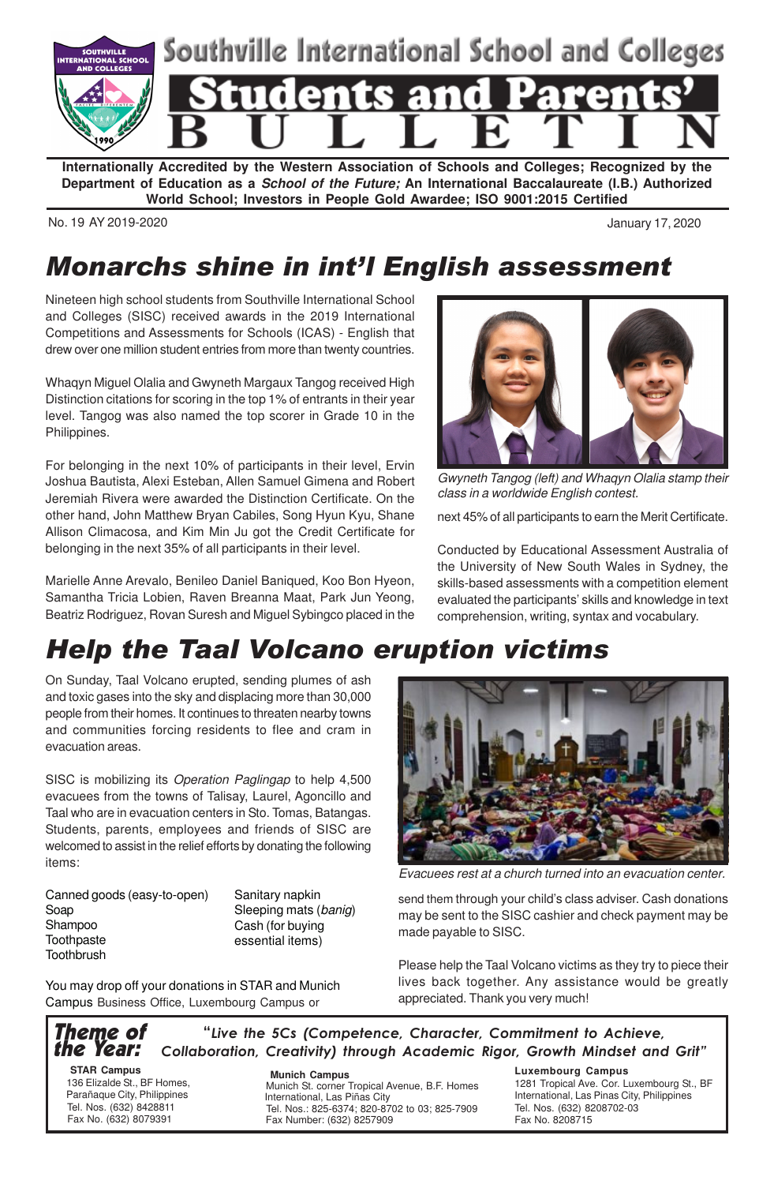# Southville International School and Colleges

# Students and Parents' BULLETIN

**Internationally Accredited by the Western Association of Schools and Colleges; Recognized by the Department of Education as a *School of the Future;* An International Baccalaureate (I.B.) Authorized World School; Investors in People Gold Awardee; ISO 9001:2015 Certified**

No. 19 AY 2019-2020

January 17, 2020

## *Monarchs shine in int'l English assessment*

Nineteen high school students from Southville International School and Colleges (SISC) received awards in the 2019 International Competitions and Assessments for Schools (ICAS) - English that drew over one million student entries from more than twenty countries.

Whaqyn Miguel Olalia and Gwyneth Margaux Tangog received High Distinction citations for scoring in the top 1% of entrants in their year level. Tangog was also named the top scorer in Grade 10 in the Philippines.

For belonging in the next 10% of participants in their level, Ervin Joshua Bautista, Alexi Esteban, Allen Samuel Gimena and Robert Jeremiah Rivera were awarded the Distinction Certificate. On the other hand, John Matthew Bryan Cabiles, Song Hyun Kyu, Shane Allison Climacosa, and Kim Min Ju got the Credit Certificate for belonging in the next 35% of all participants in their level.

Marielle Anne Arevalo, Benileo Daniel Baniqued, Koo Bon Hyeon, Samantha Tricia Lobien, Raven Breanna Maat, Park Jun Yeong, Beatriz Rodriguez, Rovan Suresh and Miguel Sybingco placed in the next 45% of all participants to earn the Merit Certificate.

*Gwyneth Tangog (left) and Whaqyn Olalia stamp their class in a worldwide English contest.*

Conducted by Educational Assessment Australia of the University of New South Wales in Sydney, the skills-based assessments with a competition element evaluated the participants' skills and knowledge in text comprehension, writing, syntax and vocabulary.

## *Help the Taal Volcano eruption victims*

On Sunday, Taal Volcano erupted, sending plumes of ash and toxic gases into the sky and displacing more than 30,000 people from their homes. It continues to threaten nearby towns and communities forcing residents to flee and cram in evacuation areas.

SISC is mobilizing its *Operation Paglingap* to help 4,500 evacuees from the towns of Talisay, Laurel, Agoncillo and Taal who are in evacuation centers in Sto. Tomas, Batangas. Students, parents, employees and friends of SISC are welcomed to assist in the relief efforts by donating the following items:

- Canned goods (easy-to-open)
- Soap
- Shampoo
- Toothpaste
- Toothbrush
- Sanitary napkin
- Sleeping mats (*banig*)
- Cash (for buying essential items)

*Evacuees rest at a church turned into an evacuation center.*

You may drop off your donations in STAR and Munich Campus Business Office, Luxembourg Campus or send them through your child's class adviser. Cash donations may be sent to the SISC cashier and check payment may be made payable to SISC.

Please help the Taal Volcano victims as they try to piece their lives back together. Any assistance would be greatly appreciated. Thank you very much!

**Theme of the Year:** *"Live the 5Cs (Competence, Character, Commitment to Achieve, Collaboration, Creativity) through Academic Rigor, Growth Mindset and Grit"*

**STAR Campus**
136 Elizalde St., BF Homes, Parañaque City, Philippines
Tel. Nos. (632) 8428811
Fax No. (632) 8079391

**Munich Campus**
Munich St. corner Tropical Avenue, B.F. Homes International, Las Piñas City
Tel. Nos.: 825-6374; 820-8702 to 03; 825-7909
Fax Number: (632) 8257909

**Luxembourg Campus**
1281 Tropical Ave. Cor. Luxembourg St., BF International, Las Pinas City, Philippines
Tel. Nos. (632) 8208702-03
Fax No. 8208715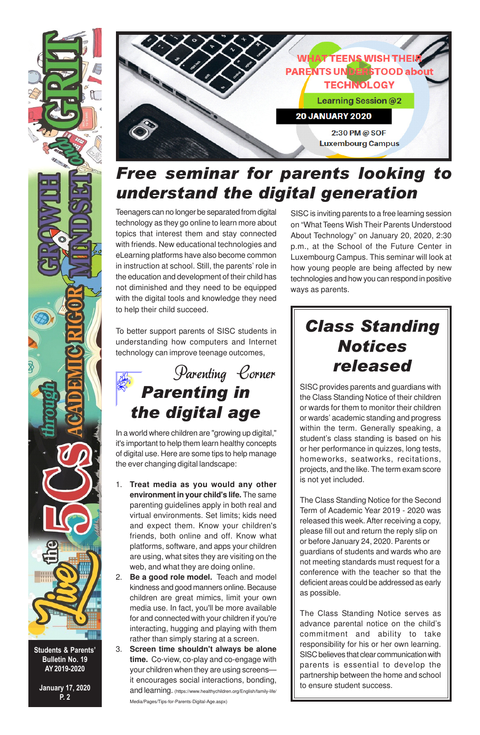WHAT TEENS WISH THEIR PARENTS UNDERSTOOD about TECHNOLOGY

Learning Session @2

20 JANUARY 2020

2:30 PM @ SOF Luxembourg Campus

# Free seminar for parents looking to understand the digital generation

Teenagers can no longer be separated from digital technology as they go online to learn more about topics that interest them and stay connected with friends. New educational technologies and eLearning platforms have also become common in instruction at school. Still, the parents' role in the education and development of their child has not diminished and they need to be equipped with the digital tools and knowledge they need to help their child succeed.

To better support parents of SISC students in understanding how computers and Internet technology can improve teenage outcomes, SISC is inviting parents to a free learning session on "What Teens Wish Their Parents Understood About Technology" on January 20, 2020, 2:30 p.m., at the School of the Future Center in Luxembourg Campus. This seminar will look at how young people are being affected by new technologies and how you can respond in positive ways as parents.

*Parenting Corner*

## Parenting in the digital age

In a world where children are "growing up digital," it's important to help them learn healthy concepts of digital use. Here are some tips to help manage the ever changing digital landscape:

1. **Treat media as you would any other environment in your child's life.** The same parenting guidelines apply in both real and virtual environments. Set limits; kids need and expect them. Know your children's friends, both online and off. Know what platforms, software, and apps your children are using, what sites they are visiting on the web, and what they are doing online.
2. **Be a good role model.** Teach and model kindness and good manners online. Because children are great mimics, limit your own media use. In fact, you'll be more available for and connected with your children if you're interacting, hugging and playing with them rather than simply staring at a screen.
3. **Screen time shouldn't always be alone time.** Co-view, co-play and co-engage with your children when they are using screens—it encourages social interactions, bonding, and learning. (https://www.healthychildren.org/English/family-life/Media/Pages/Tips-for-Parents-Digital-Age.aspx)

## Class Standing Notices released

SISC provides parents and guardians with the Class Standing Notice of their children or wards for them to monitor their children or wards' academic standing and progress within the term. Generally speaking, a student's class standing is based on his or her performance in quizzes, long tests, homeworks, seatworks, recitations, projects, and the like. The term exam score is not yet included.

The Class Standing Notice for the Second Term of Academic Year 2019 - 2020 was released this week. After receiving a copy, please fill out and return the reply slip on or before January 24, 2020. Parents or guardians of students and wards who are not meeting standards must request for a conference with the teacher so that the deficient areas could be addressed as early as possible.

The Class Standing Notice serves as advance parental notice on the child's commitment and ability to take responsibility for his or her own learning. SISC believes that clear communication with parents is essential to develop the partnership between the home and school to ensure student success.

Live the 5Cs through ACADEMIC RIGOR, GROWTH MINDSET and GRIT

Students & Parents' Bulletin No. 19
AY 2019-2020

January 17, 2020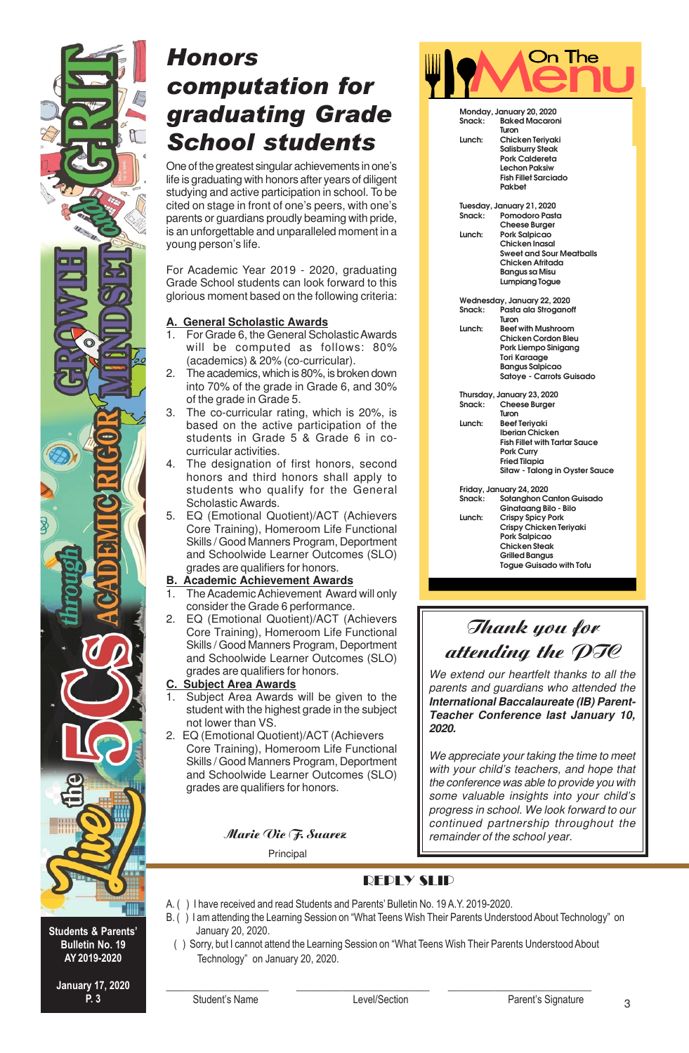# Honors computation for graduating Grade School students

One of the greatest singular achievements in one's life is graduating with honors after years of diligent studying and active participation in school. To be cited on stage in front of one's peers, with one's parents or guardians proudly beaming with pride, is an unforgettable and unparalleled moment in a young person's life.

For Academic Year 2019 - 2020, graduating Grade School students can look forward to this glorious moment based on the following criteria:

**A. General Scholastic Awards**

1. For Grade 6, the General Scholastic Awards will be computed as follows: 80% (academics) & 20% (co-curricular).
2. The academics, which is 80%, is broken down into 70% of the grade in Grade 6, and 30% of the grade in Grade 5.
3. The co-curricular rating, which is 20%, is based on the active participation of the students in Grade 5 & Grade 6 in co-curricular activities.
4. The designation of first honors, second honors and third honors shall apply to students who qualify for the General Scholastic Awards.
5. EQ (Emotional Quotient)/ACT (Achievers Core Training), Homeroom Life Functional Skills / Good Manners Program, Deportment and Schoolwide Learner Outcomes (SLO) grades are qualifiers for honors.

**B. Academic Achievement Awards**

1. The Academic Achievement Award will only consider the Grade 6 performance.
2. EQ (Emotional Quotient)/ACT (Achievers Core Training), Homeroom Life Functional Skills / Good Manners Program, Deportment and Schoolwide Learner Outcomes (SLO) grades are qualifiers for honors.

**C. Subject Area Awards**

1. Subject Area Awards will be given to the student with the highest grade in the subject not lower than VS.
2. EQ (Emotional Quotient)/ACT (Achievers Core Training), Homeroom Life Functional Skills / Good Manners Program, Deportment and Schoolwide Learner Outcomes (SLO) grades are qualifiers for honors.

*Marie Vie F. Suarez*
Principal

## On The Menu

**Monday, January 20, 2020**
Snack: Baked Macaroni, Turon
Lunch: Chicken Teriyaki, Salisburry Steak, Pork Caldereta, Lechon Paksiw, Fish Fillet Sarciado, Pakbet

**Tuesday, January 21, 2020**
Snack: Pomodoro Pasta, Cheese Burger
Lunch: Pork Salpicao, Chicken Inasal, Sweet and Sour Meatballs, Chicken Afritada, Bangus sa Misu, Lumpiang Togue

**Wednesday, January 22, 2020**
Snack: Pasta ala Stroganoff, Turon
Lunch: Beef with Mushroom, Chicken Cordon Bleu, Pork Liempo Sinigang, Tori Karaage, Bangus Salpicao, Satoye - Carrots Guisado

**Thursday, January 23, 2020**
Snack: Cheese Burger, Turon
Lunch: Beef Teriyaki, Iberian Chicken, Fish Fillet with Tartar Sauce, Pork Curry, Fried Tilapia, Sitaw - Talong in Oyster Sauce

**Friday, January 24, 2020**
Snack: Sotanghon Canton Guisado, Ginataang Bilo - Bilo
Lunch: Crispy Spicy Pork, Crispy Chicken Teriyaki, Pork Salpicao, Chicken Steak, Grilled Bangus, Togue Guisado with Tofu

## Thank you for attending the PTC

*We extend our heartfelt thanks to all the parents and guardians who attended the* ***International Baccalaureate (IB) Parent-Teacher Conference last January 10, 2020.***

*We appreciate your taking the time to meet with your child's teachers, and hope that the conference was able to provide you with some valuable insights into your child's progress in school. We look forward to our continued partnership throughout the remainder of the school year.*

## REPLY SLIP

A. ( ) I have received and read Students and Parents' Bulletin No. 19 A.Y. 2019-2020.

B. ( ) I am attending the Learning Session on "What Teens Wish Their Parents Understood About Technology" on January 20, 2020.

( ) Sorry, but I cannot attend the Learning Session on "What Teens Wish Their Parents Understood About Technology" on January 20, 2020.

\_\_\_\_\_\_\_\_\_\_\_\_\_\_\_\_ Student's Name &nbsp;&nbsp; \_\_\_\_\_\_\_\_\_\_\_\_\_\_\_\_ Level/Section &nbsp;&nbsp; \_\_\_\_\_\_\_\_\_\_\_\_\_\_\_\_ Parent's Signature

Live the 5Cs through ACADEMIC RIGOR and GROWTH MINDSET GRIT

Students & Parents' Bulletin No. 19
AY 2019-2020

January 17, 2020